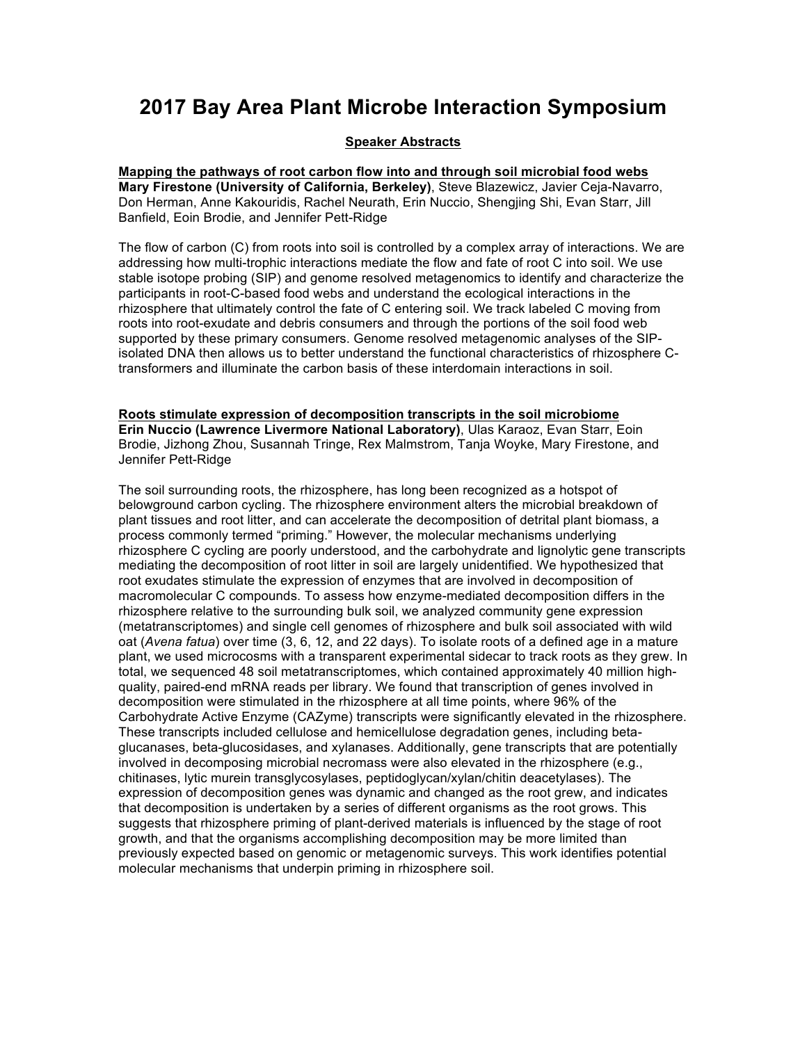# 2017 Bay Area Plant Microbe Interaction Symposium

## Speaker Abstracts

### Mapping the pathways of root carbon flow into and through soil microbial food webs

**Mary Firestone (University of California, Berkeley)**, Steve Blazewicz, Javier Ceja-Navarro, Don Herman, Anne Kakouridis, Rachel Neurath, Erin Nuccio, Shengjing Shi, Evan Starr, Jill Banfield, Eoin Brodie, and Jennifer Pett-Ridge

The flow of carbon (C) from roots into soil is controlled by a complex array of interactions. We are addressing how multi-trophic interactions mediate the flow and fate of root C into soil. We use stable isotope probing (SIP) and genome resolved metagenomics to identify and characterize the participants in root-C-based food webs and understand the ecological interactions in the rhizosphere that ultimately control the fate of C entering soil. We track labeled C moving from roots into root-exudate and debris consumers and through the portions of the soil food web supported by these primary consumers. Genome resolved metagenomic analyses of the SIP-isolated DNA then allows us to better understand the functional characteristics of rhizosphere C-transformers and illuminate the carbon basis of these interdomain interactions in soil.

### Roots stimulate expression of decomposition transcripts in the soil microbiome

**Erin Nuccio (Lawrence Livermore National Laboratory)**, Ulas Karaoz, Evan Starr, Eoin Brodie, Jizhong Zhou, Susannah Tringe, Rex Malmstrom, Tanja Woyke, Mary Firestone, and Jennifer Pett-Ridge

The soil surrounding roots, the rhizosphere, has long been recognized as a hotspot of belowground carbon cycling. The rhizosphere environment alters the microbial breakdown of plant tissues and root litter, and can accelerate the decomposition of detrital plant biomass, a process commonly termed "priming." However, the molecular mechanisms underlying rhizosphere C cycling are poorly understood, and the carbohydrate and lignolytic gene transcripts mediating the decomposition of root litter in soil are largely unidentified. We hypothesized that root exudates stimulate the expression of enzymes that are involved in decomposition of macromolecular C compounds. To assess how enzyme-mediated decomposition differs in the rhizosphere relative to the surrounding bulk soil, we analyzed community gene expression (metatranscriptomes) and single cell genomes of rhizosphere and bulk soil associated with wild oat (*Avena fatua*) over time (3, 6, 12, and 22 days). To isolate roots of a defined age in a mature plant, we used microcosms with a transparent experimental sidecar to track roots as they grew. In total, we sequenced 48 soil metatranscriptomes, which contained approximately 40 million high-quality, paired-end mRNA reads per library. We found that transcription of genes involved in decomposition were stimulated in the rhizosphere at all time points, where 96% of the Carbohydrate Active Enzyme (CAZyme) transcripts were significantly elevated in the rhizosphere. These transcripts included cellulose and hemicellulose degradation genes, including beta-glucanases, beta-glucosidases, and xylanases. Additionally, gene transcripts that are potentially involved in decomposing microbial necromass were also elevated in the rhizosphere (e.g., chitinases, lytic murein transglycosylases, peptidoglycan/xylan/chitin deacetylases). The expression of decomposition genes was dynamic and changed as the root grew, and indicates that decomposition is undertaken by a series of different organisms as the root grows. This suggests that rhizosphere priming of plant-derived materials is influenced by the stage of root growth, and that the organisms accomplishing decomposition may be more limited than previously expected based on genomic or metagenomic surveys. This work identifies potential molecular mechanisms that underpin priming in rhizosphere soil.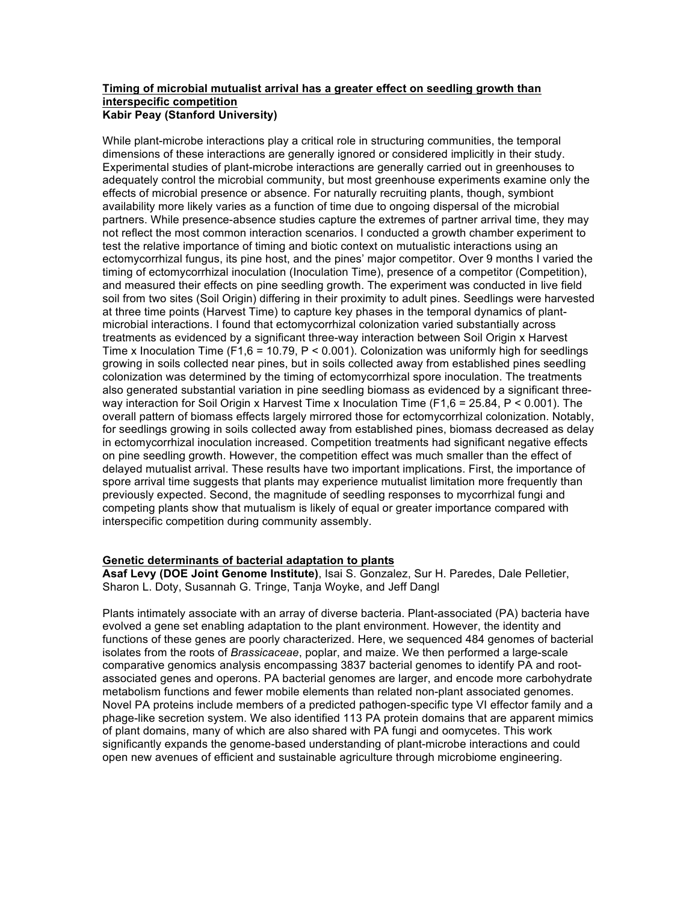**Timing of microbial mutualist arrival has a greater effect on seedling growth than interspecific competition**
**Kabir Peay (Stanford University)**

While plant-microbe interactions play a critical role in structuring communities, the temporal dimensions of these interactions are generally ignored or considered implicitly in their study. Experimental studies of plant-microbe interactions are generally carried out in greenhouses to adequately control the microbial community, but most greenhouse experiments examine only the effects of microbial presence or absence. For naturally recruiting plants, though, symbiont availability more likely varies as a function of time due to ongoing dispersal of the microbial partners. While presence-absence studies capture the extremes of partner arrival time, they may not reflect the most common interaction scenarios. I conducted a growth chamber experiment to test the relative importance of timing and biotic context on mutualistic interactions using an ectomycorrhizal fungus, its pine host, and the pines' major competitor. Over 9 months I varied the timing of ectomycorrhizal inoculation (Inoculation Time), presence of a competitor (Competition), and measured their effects on pine seedling growth. The experiment was conducted in live field soil from two sites (Soil Origin) differing in their proximity to adult pines. Seedlings were harvested at three time points (Harvest Time) to capture key phases in the temporal dynamics of plant-microbial interactions. I found that ectomycorrhizal colonization varied substantially across treatments as evidenced by a significant three-way interaction between Soil Origin x Harvest Time x Inoculation Time ($F_{1,6} = 10.79$, $P < 0.001$). Colonization was uniformly high for seedlings growing in soils collected near pines, but in soils collected away from established pines seedling colonization was determined by the timing of ectomycorrhizal spore inoculation. The treatments also generated substantial variation in pine seedling biomass as evidenced by a significant three-way interaction for Soil Origin x Harvest Time x Inoculation Time ($F_{1,6} = 25.84$, $P < 0.001$). The overall pattern of biomass effects largely mirrored those for ectomycorrhizal colonization. Notably, for seedlings growing in soils collected away from established pines, biomass decreased as delay in ectomycorrhizal inoculation increased. Competition treatments had significant negative effects on pine seedling growth. However, the competition effect was much smaller than the effect of delayed mutualist arrival. These results have two important implications. First, the importance of spore arrival time suggests that plants may experience mutualist limitation more frequently than previously expected. Second, the magnitude of seedling responses to mycorrhizal fungi and competing plants show that mutualism is likely of equal or greater importance compared with interspecific competition during community assembly.

**Genetic determinants of bacterial adaptation to plants**
**Asaf Levy (DOE Joint Genome Institute)**, Isai S. Gonzalez, Sur H. Paredes, Dale Pelletier, Sharon L. Doty, Susannah G. Tringe, Tanja Woyke, and Jeff Dangl

Plants intimately associate with an array of diverse bacteria. Plant-associated (PA) bacteria have evolved a gene set enabling adaptation to the plant environment. However, the identity and functions of these genes are poorly characterized. Here, we sequenced 484 genomes of bacterial isolates from the roots of *Brassicaceae*, poplar, and maize. We then performed a large-scale comparative genomics analysis encompassing 3837 bacterial genomes to identify PA and root-associated genes and operons. PA bacterial genomes are larger, and encode more carbohydrate metabolism functions and fewer mobile elements than related non-plant associated genomes. Novel PA proteins include members of a predicted pathogen-specific type VI effector family and a phage-like secretion system. We also identified 113 PA protein domains that are apparent mimics of plant domains, many of which are also shared with PA fungi and oomycetes. This work significantly expands the genome-based understanding of plant-microbe interactions and could open new avenues of efficient and sustainable agriculture through microbiome engineering.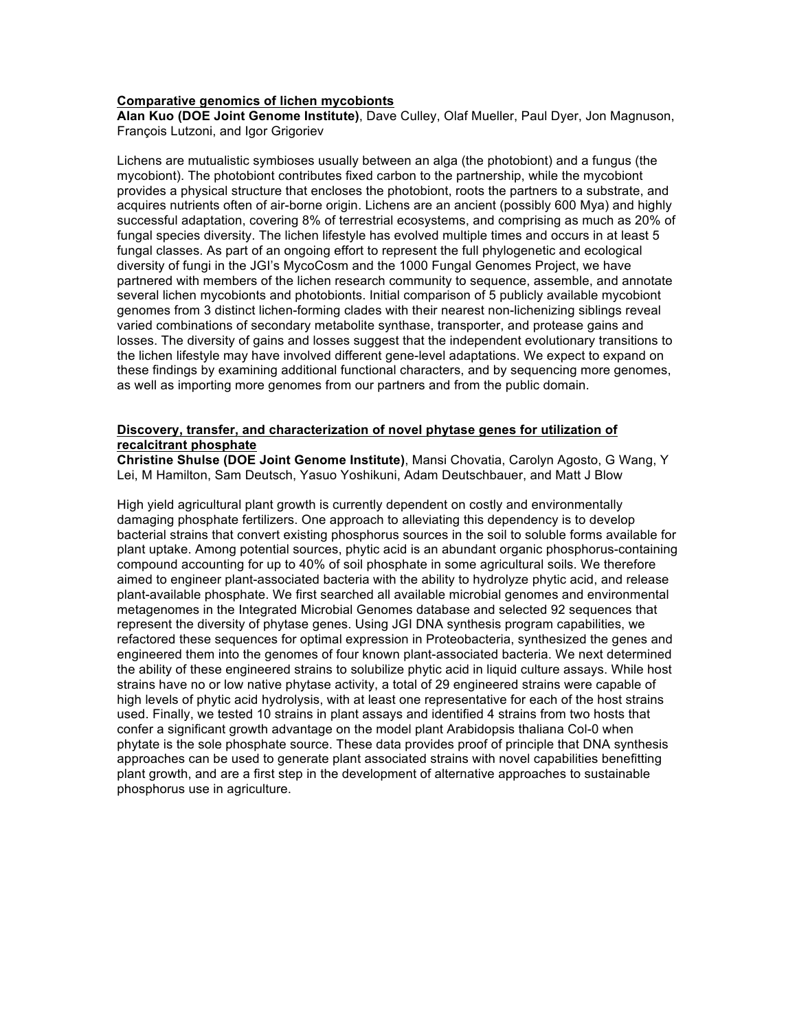**Comparative genomics of lichen mycobionts**

**Alan Kuo (DOE Joint Genome Institute)**, Dave Culley, Olaf Mueller, Paul Dyer, Jon Magnuson, François Lutzoni, and Igor Grigoriev

Lichens are mutualistic symbioses usually between an alga (the photobiont) and a fungus (the mycobiont). The photobiont contributes fixed carbon to the partnership, while the mycobiont provides a physical structure that encloses the photobiont, roots the partners to a substrate, and acquires nutrients often of air-borne origin. Lichens are an ancient (possibly 600 Mya) and highly successful adaptation, covering 8% of terrestrial ecosystems, and comprising as much as 20% of fungal species diversity. The lichen lifestyle has evolved multiple times and occurs in at least 5 fungal classes. As part of an ongoing effort to represent the full phylogenetic and ecological diversity of fungi in the JGI's MycoCosm and the 1000 Fungal Genomes Project, we have partnered with members of the lichen research community to sequence, assemble, and annotate several lichen mycobionts and photobionts. Initial comparison of 5 publicly available mycobiont genomes from 3 distinct lichen-forming clades with their nearest non-lichenizing siblings reveal varied combinations of secondary metabolite synthase, transporter, and protease gains and losses. The diversity of gains and losses suggest that the independent evolutionary transitions to the lichen lifestyle may have involved different gene-level adaptations. We expect to expand on these findings by examining additional functional characters, and by sequencing more genomes, as well as importing more genomes from our partners and from the public domain.

**Discovery, transfer, and characterization of novel phytase genes for utilization of recalcitrant phosphate**

**Christine Shulse (DOE Joint Genome Institute)**, Mansi Chovatia, Carolyn Agosto, G Wang, Y Lei, M Hamilton, Sam Deutsch, Yasuo Yoshikuni, Adam Deutschbauer, and Matt J Blow

High yield agricultural plant growth is currently dependent on costly and environmentally damaging phosphate fertilizers. One approach to alleviating this dependency is to develop bacterial strains that convert existing phosphorus sources in the soil to soluble forms available for plant uptake. Among potential sources, phytic acid is an abundant organic phosphorus-containing compound accounting for up to 40% of soil phosphate in some agricultural soils. We therefore aimed to engineer plant-associated bacteria with the ability to hydrolyze phytic acid, and release plant-available phosphate. We first searched all available microbial genomes and environmental metagenomes in the Integrated Microbial Genomes database and selected 92 sequences that represent the diversity of phytase genes. Using JGI DNA synthesis program capabilities, we refactored these sequences for optimal expression in Proteobacteria, synthesized the genes and engineered them into the genomes of four known plant-associated bacteria. We next determined the ability of these engineered strains to solubilize phytic acid in liquid culture assays. While host strains have no or low native phytase activity, a total of 29 engineered strains were capable of high levels of phytic acid hydrolysis, with at least one representative for each of the host strains used. Finally, we tested 10 strains in plant assays and identified 4 strains from two hosts that confer a significant growth advantage on the model plant Arabidopsis thaliana Col-0 when phytate is the sole phosphate source. These data provides proof of principle that DNA synthesis approaches can be used to generate plant associated strains with novel capabilities benefitting plant growth, and are a first step in the development of alternative approaches to sustainable phosphorus use in agriculture.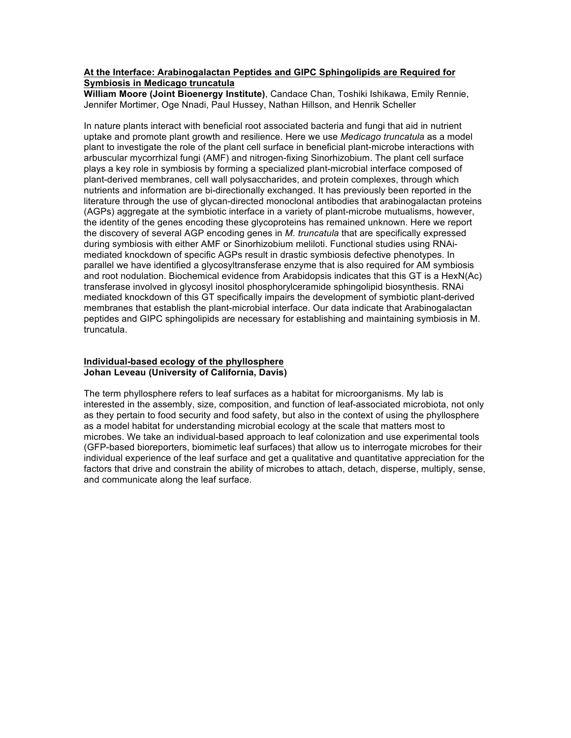### At the Interface: Arabinogalactan Peptides and GIPC Sphingolipids are Required for Symbiosis in Medicago truncatula

**William Moore (Joint Bioenergy Institute)**, Candace Chan, Toshiki Ishikawa, Emily Rennie, Jennifer Mortimer, Oge Nnadi, Paul Hussey, Nathan Hillson, and Henrik Scheller

In nature plants interact with beneficial root associated bacteria and fungi that aid in nutrient uptake and promote plant growth and resilience. Here we use *Medicago truncatula* as a model plant to investigate the role of the plant cell surface in beneficial plant-microbe interactions with arbuscular mycorrhizal fungi (AMF) and nitrogen-fixing Sinorhizobium. The plant cell surface plays a key role in symbiosis by forming a specialized plant-microbial interface composed of plant-derived membranes, cell wall polysaccharides, and protein complexes, through which nutrients and information are bi-directionally exchanged. It has previously been reported in the literature through the use of glycan-directed monoclonal antibodies that arabinogalactan proteins (AGPs) aggregate at the symbiotic interface in a variety of plant-microbe mutualisms, however, the identity of the genes encoding these glycoproteins has remained unknown. Here we report the discovery of several AGP encoding genes in *M. truncatula* that are specifically expressed during symbiosis with either AMF or Sinorhizobium meliloti. Functional studies using RNAi-mediated knockdown of specific AGPs result in drastic symbiosis defective phenotypes. In parallel we have identified a glycosyltransferase enzyme that is also required for AM symbiosis and root nodulation. Biochemical evidence from Arabidopsis indicates that this GT is a HexN(Ac) transferase involved in glycosyl inositol phosphorylceramide sphingolipid biosynthesis. RNAi mediated knockdown of this GT specifically impairs the development of symbiotic plant-derived membranes that establish the plant-microbial interface. Our data indicate that Arabinogalactan peptides and GIPC sphingolipids are necessary for establishing and maintaining symbiosis in M. truncatula.

### Individual-based ecology of the phyllosphere

**Johan Leveau (University of California, Davis)**

The term phyllosphere refers to leaf surfaces as a habitat for microorganisms. My lab is interested in the assembly, size, composition, and function of leaf-associated microbiota, not only as they pertain to food security and food safety, but also in the context of using the phyllosphere as a model habitat for understanding microbial ecology at the scale that matters most to microbes. We take an individual-based approach to leaf colonization and use experimental tools (GFP-based bioreporters, biomimetic leaf surfaces) that allow us to interrogate microbes for their individual experience of the leaf surface and get a qualitative and quantitative appreciation for the factors that drive and constrain the ability of microbes to attach, detach, disperse, multiply, sense, and communicate along the leaf surface.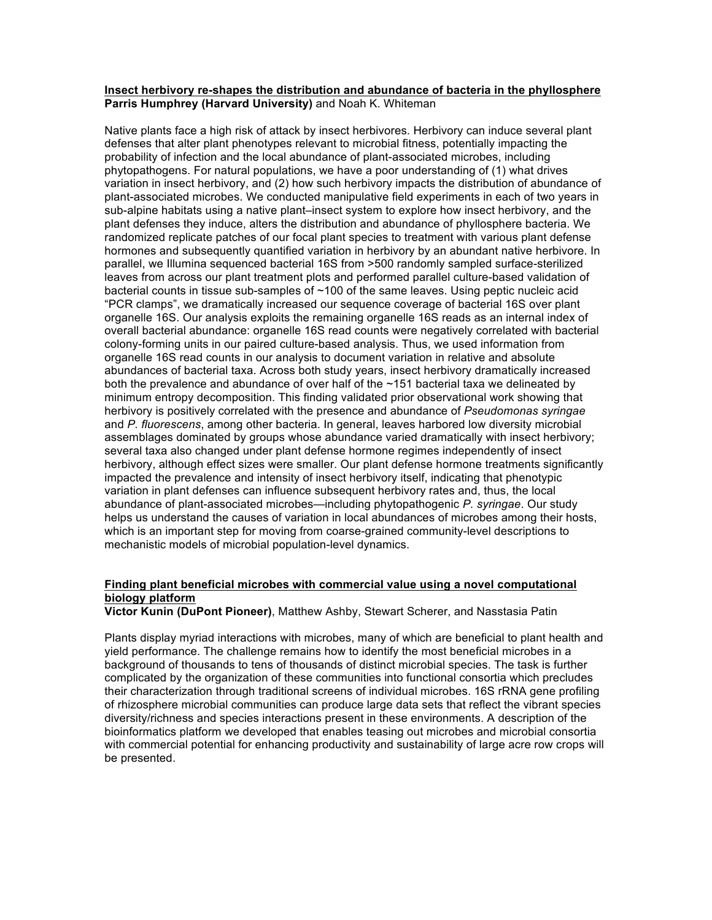**<u>Insect herbivory re-shapes the distribution and abundance of bacteria in the phyllosphere</u>**
**Parris Humphrey (Harvard University)** and Noah K. Whiteman

Native plants face a high risk of attack by insect herbivores. Herbivory can induce several plant defenses that alter plant phenotypes relevant to microbial fitness, potentially impacting the probability of infection and the local abundance of plant-associated microbes, including phytopathogens. For natural populations, we have a poor understanding of (1) what drives variation in insect herbivory, and (2) how such herbivory impacts the distribution of abundance of plant-associated microbes. We conducted manipulative field experiments in each of two years in sub-alpine habitats using a native plant–insect system to explore how insect herbivory, and the plant defenses they induce, alters the distribution and abundance of phyllosphere bacteria. We randomized replicate patches of our focal plant species to treatment with various plant defense hormones and subsequently quantified variation in herbivory by an abundant native herbivore. In parallel, we Illumina sequenced bacterial 16S from >500 randomly sampled surface-sterilized leaves from across our plant treatment plots and performed parallel culture-based validation of bacterial counts in tissue sub-samples of ~100 of the same leaves. Using peptic nucleic acid "PCR clamps", we dramatically increased our sequence coverage of bacterial 16S over plant organelle 16S. Our analysis exploits the remaining organelle 16S reads as an internal index of overall bacterial abundance: organelle 16S read counts were negatively correlated with bacterial colony-forming units in our paired culture-based analysis. Thus, we used information from organelle 16S read counts in our analysis to document variation in relative and absolute abundances of bacterial taxa. Across both study years, insect herbivory dramatically increased both the prevalence and abundance of over half of the ~151 bacterial taxa we delineated by minimum entropy decomposition. This finding validated prior observational work showing that herbivory is positively correlated with the presence and abundance of *Pseudomonas syringae* and *P. fluorescens*, among other bacteria. In general, leaves harbored low diversity microbial assemblages dominated by groups whose abundance varied dramatically with insect herbivory; several taxa also changed under plant defense hormone regimes independently of insect herbivory, although effect sizes were smaller. Our plant defense hormone treatments significantly impacted the prevalence and intensity of insect herbivory itself, indicating that phenotypic variation in plant defenses can influence subsequent herbivory rates and, thus, the local abundance of plant-associated microbes—including phytopathogenic *P. syringae*. Our study helps us understand the causes of variation in local abundances of microbes among their hosts, which is an important step for moving from coarse-grained community-level descriptions to mechanistic models of microbial population-level dynamics.

**<u>Finding plant beneficial microbes with commercial value using a novel computational biology platform</u>**
**Victor Kunin (DuPont Pioneer)**, Matthew Ashby, Stewart Scherer, and Nasstasia Patin

Plants display myriad interactions with microbes, many of which are beneficial to plant health and yield performance. The challenge remains how to identify the most beneficial microbes in a background of thousands to tens of thousands of distinct microbial species. The task is further complicated by the organization of these communities into functional consortia which precludes their characterization through traditional screens of individual microbes. 16S rRNA gene profiling of rhizosphere microbial communities can produce large data sets that reflect the vibrant species diversity/richness and species interactions present in these environments. A description of the bioinformatics platform we developed that enables teasing out microbes and microbial consortia with commercial potential for enhancing productivity and sustainability of large acre row crops will be presented.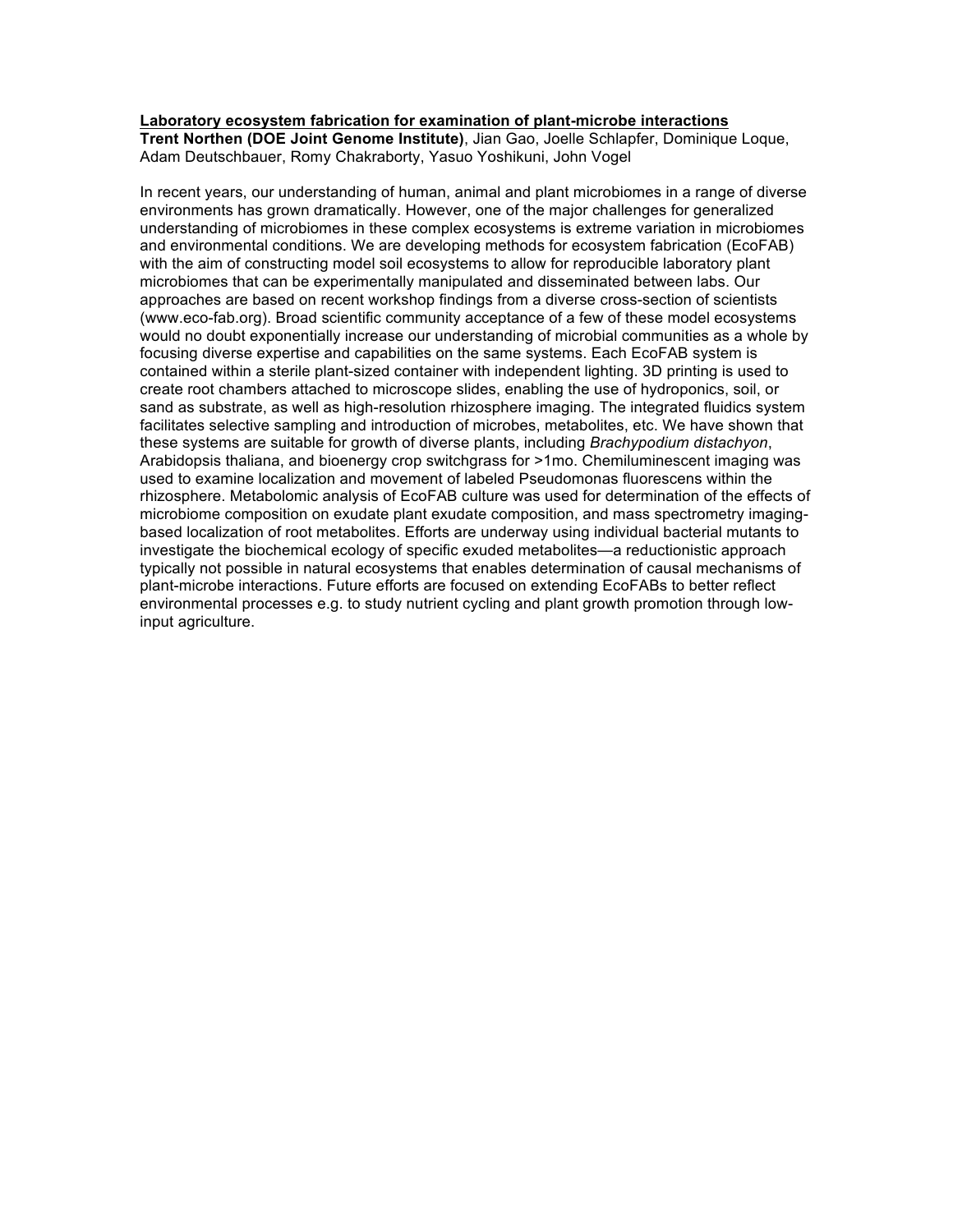**<u>Laboratory ecosystem fabrication for examination of plant-microbe interactions</u>**

**Trent Northen (DOE Joint Genome Institute)**, Jian Gao, Joelle Schlapfer, Dominique Loque, Adam Deutschbauer, Romy Chakraborty, Yasuo Yoshikuni, John Vogel

In recent years, our understanding of human, animal and plant microbiomes in a range of diverse environments has grown dramatically. However, one of the major challenges for generalized understanding of microbiomes in these complex ecosystems is extreme variation in microbiomes and environmental conditions. We are developing methods for ecosystem fabrication (EcoFAB) with the aim of constructing model soil ecosystems to allow for reproducible laboratory plant microbiomes that can be experimentally manipulated and disseminated between labs. Our approaches are based on recent workshop findings from a diverse cross-section of scientists (www.eco-fab.org). Broad scientific community acceptance of a few of these model ecosystems would no doubt exponentially increase our understanding of microbial communities as a whole by focusing diverse expertise and capabilities on the same systems. Each EcoFAB system is contained within a sterile plant-sized container with independent lighting. 3D printing is used to create root chambers attached to microscope slides, enabling the use of hydroponics, soil, or sand as substrate, as well as high-resolution rhizosphere imaging. The integrated fluidics system facilitates selective sampling and introduction of microbes, metabolites, etc. We have shown that these systems are suitable for growth of diverse plants, including *Brachypodium distachyon*, Arabidopsis thaliana, and bioenergy crop switchgrass for >1mo. Chemiluminescent imaging was used to examine localization and movement of labeled Pseudomonas fluorescens within the rhizosphere. Metabolomic analysis of EcoFAB culture was used for determination of the effects of microbiome composition on exudate plant exudate composition, and mass spectrometry imaging-based localization of root metabolites. Efforts are underway using individual bacterial mutants to investigate the biochemical ecology of specific exuded metabolites—a reductionistic approach typically not possible in natural ecosystems that enables determination of causal mechanisms of plant-microbe interactions. Future efforts are focused on extending EcoFABs to better reflect environmental processes e.g. to study nutrient cycling and plant growth promotion through low-input agriculture.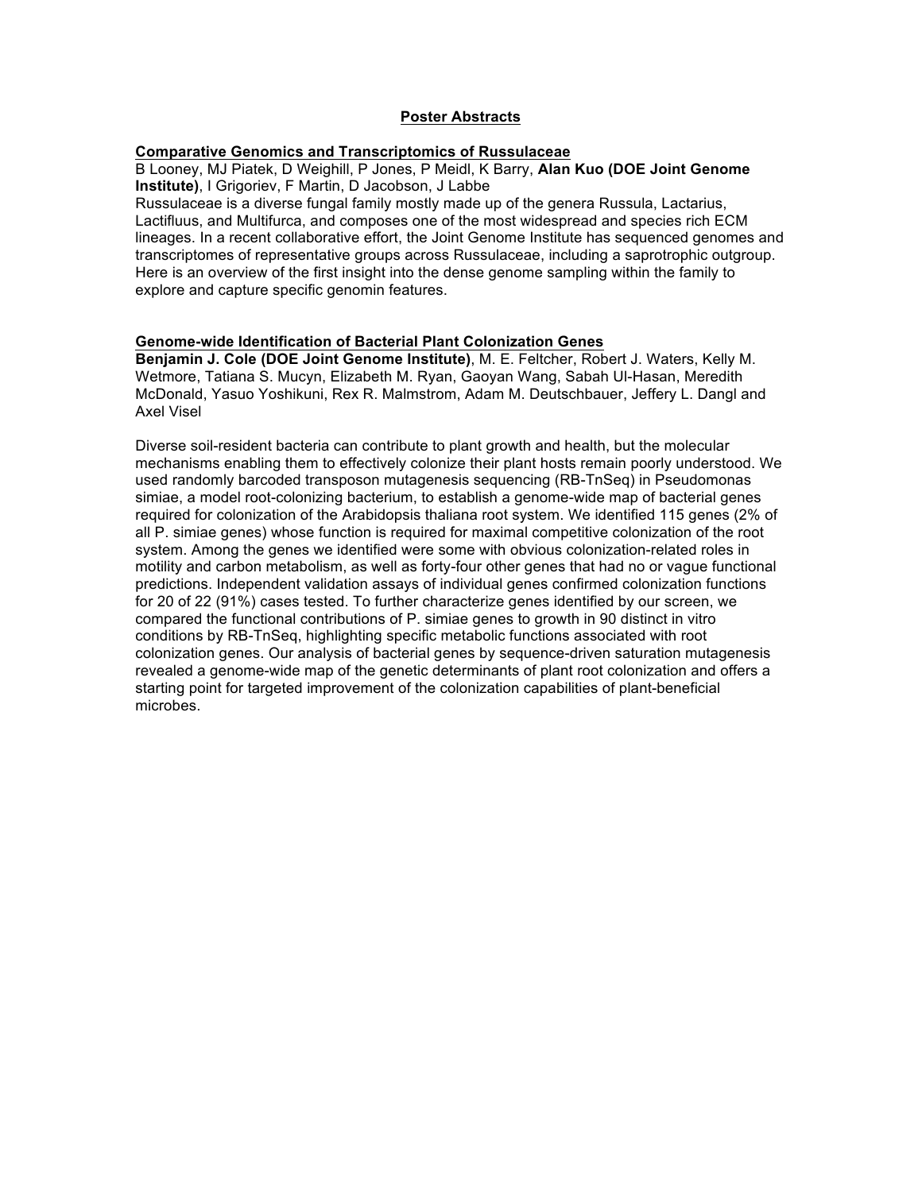# Poster Abstracts

## Comparative Genomics and Transcriptomics of Russulaceae

B Looney, MJ Piatek, D Weighill, P Jones, P Meidl, K Barry, **Alan Kuo (DOE Joint Genome Institute)**, I Grigoriev, F Martin, D Jacobson, J Labbe

Russulaceae is a diverse fungal family mostly made up of the genera Russula, Lactarius, Lactifluus, and Multifurca, and composes one of the most widespread and species rich ECM lineages. In a recent collaborative effort, the Joint Genome Institute has sequenced genomes and transcriptomes of representative groups across Russulaceae, including a saprotrophic outgroup. Here is an overview of the first insight into the dense genome sampling within the family to explore and capture specific genomin features.

## Genome-wide Identification of Bacterial Plant Colonization Genes

**Benjamin J. Cole (DOE Joint Genome Institute)**, M. E. Feltcher, Robert J. Waters, Kelly M. Wetmore, Tatiana S. Mucyn, Elizabeth M. Ryan, Gaoyan Wang, Sabah Ul-Hasan, Meredith McDonald, Yasuo Yoshikuni, Rex R. Malmstrom, Adam M. Deutschbauer, Jeffery L. Dangl and Axel Visel

Diverse soil-resident bacteria can contribute to plant growth and health, but the molecular mechanisms enabling them to effectively colonize their plant hosts remain poorly understood. We used randomly barcoded transposon mutagenesis sequencing (RB-TnSeq) in Pseudomonas simiae, a model root-colonizing bacterium, to establish a genome-wide map of bacterial genes required for colonization of the Arabidopsis thaliana root system. We identified 115 genes (2% of all P. simiae genes) whose function is required for maximal competitive colonization of the root system. Among the genes we identified were some with obvious colonization-related roles in motility and carbon metabolism, as well as forty-four other genes that had no or vague functional predictions. Independent validation assays of individual genes confirmed colonization functions for 20 of 22 (91%) cases tested. To further characterize genes identified by our screen, we compared the functional contributions of P. simiae genes to growth in 90 distinct in vitro conditions by RB-TnSeq, highlighting specific metabolic functions associated with root colonization genes. Our analysis of bacterial genes by sequence-driven saturation mutagenesis revealed a genome-wide map of the genetic determinants of plant root colonization and offers a starting point for targeted improvement of the colonization capabilities of plant-beneficial microbes.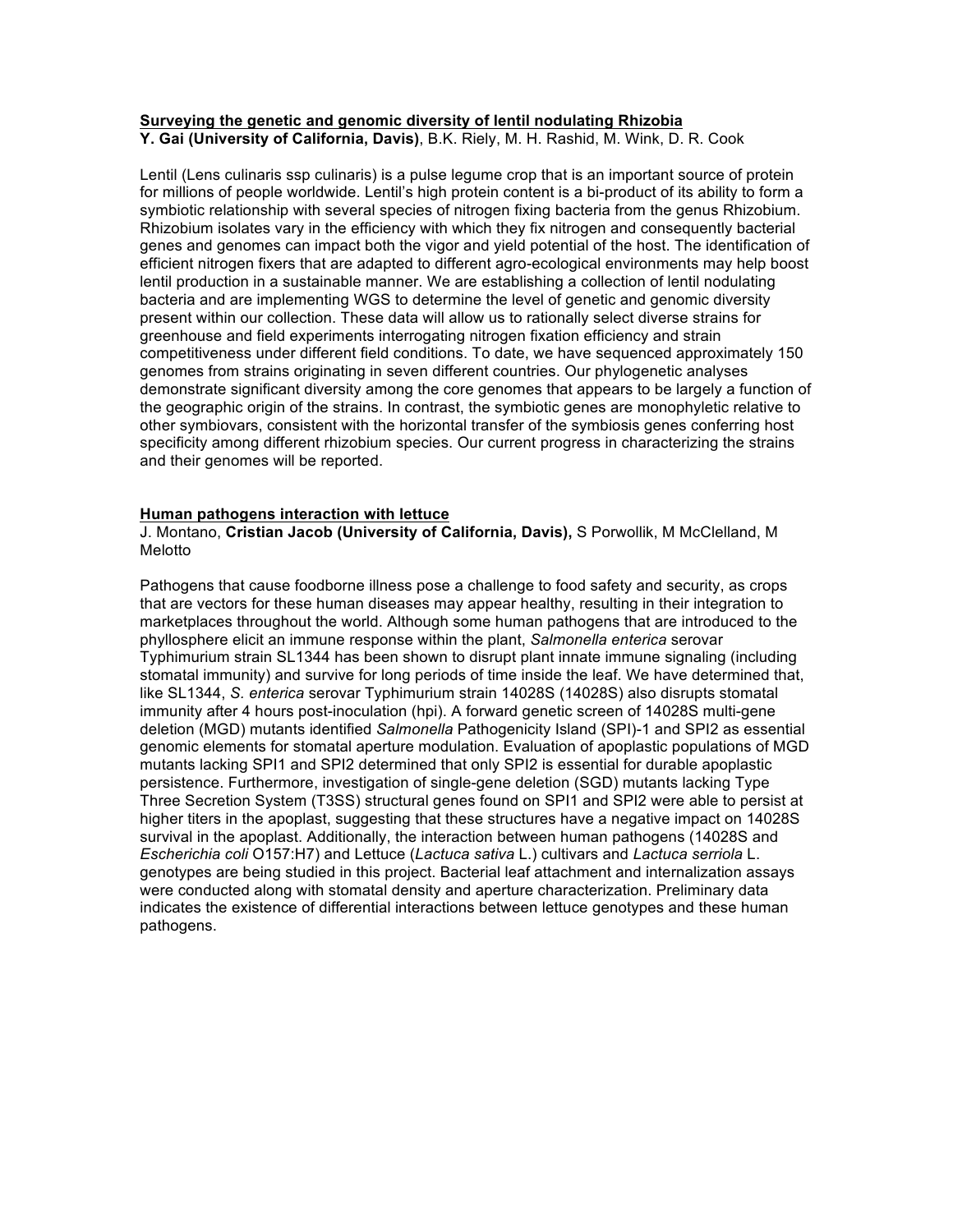**<u>Surveying the genetic and genomic diversity of lentil nodulating Rhizobia</u>**
**Y. Gai (University of California, Davis)**, B.K. Riely, M. H. Rashid, M. Wink, D. R. Cook

Lentil (Lens culinaris ssp culinaris) is a pulse legume crop that is an important source of protein for millions of people worldwide. Lentil's high protein content is a bi-product of its ability to form a symbiotic relationship with several species of nitrogen fixing bacteria from the genus Rhizobium. Rhizobium isolates vary in the efficiency with which they fix nitrogen and consequently bacterial genes and genomes can impact both the vigor and yield potential of the host. The identification of efficient nitrogen fixers that are adapted to different agro-ecological environments may help boost lentil production in a sustainable manner. We are establishing a collection of lentil nodulating bacteria and are implementing WGS to determine the level of genetic and genomic diversity present within our collection. These data will allow us to rationally select diverse strains for greenhouse and field experiments interrogating nitrogen fixation efficiency and strain competitiveness under different field conditions. To date, we have sequenced approximately 150 genomes from strains originating in seven different countries. Our phylogenetic analyses demonstrate significant diversity among the core genomes that appears to be largely a function of the geographic origin of the strains. In contrast, the symbiotic genes are monophyletic relative to other symbiovars, consistent with the horizontal transfer of the symbiosis genes conferring host specificity among different rhizobium species. Our current progress in characterizing the strains and their genomes will be reported.

**<u>Human pathogens interaction with lettuce</u>**
J. Montano, **Cristian Jacob (University of California, Davis),** S Porwollik, M McClelland, M Melotto

Pathogens that cause foodborne illness pose a challenge to food safety and security, as crops that are vectors for these human diseases may appear healthy, resulting in their integration to marketplaces throughout the world. Although some human pathogens that are introduced to the phyllosphere elicit an immune response within the plant, *Salmonella enterica* serovar Typhimurium strain SL1344 has been shown to disrupt plant innate immune signaling (including stomatal immunity) and survive for long periods of time inside the leaf. We have determined that, like SL1344, *S. enterica* serovar Typhimurium strain 14028S (14028S) also disrupts stomatal immunity after 4 hours post-inoculation (hpi). A forward genetic screen of 14028S multi-gene deletion (MGD) mutants identified *Salmonella* Pathogenicity Island (SPI)-1 and SPI2 as essential genomic elements for stomatal aperture modulation. Evaluation of apoplastic populations of MGD mutants lacking SPI1 and SPI2 determined that only SPI2 is essential for durable apoplastic persistence. Furthermore, investigation of single-gene deletion (SGD) mutants lacking Type Three Secretion System (T3SS) structural genes found on SPI1 and SPI2 were able to persist at higher titers in the apoplast, suggesting that these structures have a negative impact on 14028S survival in the apoplast. Additionally, the interaction between human pathogens (14028S and *Escherichia coli* O157:H7) and Lettuce (*Lactuca sativa* L.) cultivars and *Lactuca serriola* L. genotypes are being studied in this project. Bacterial leaf attachment and internalization assays were conducted along with stomatal density and aperture characterization. Preliminary data indicates the existence of differential interactions between lettuce genotypes and these human pathogens.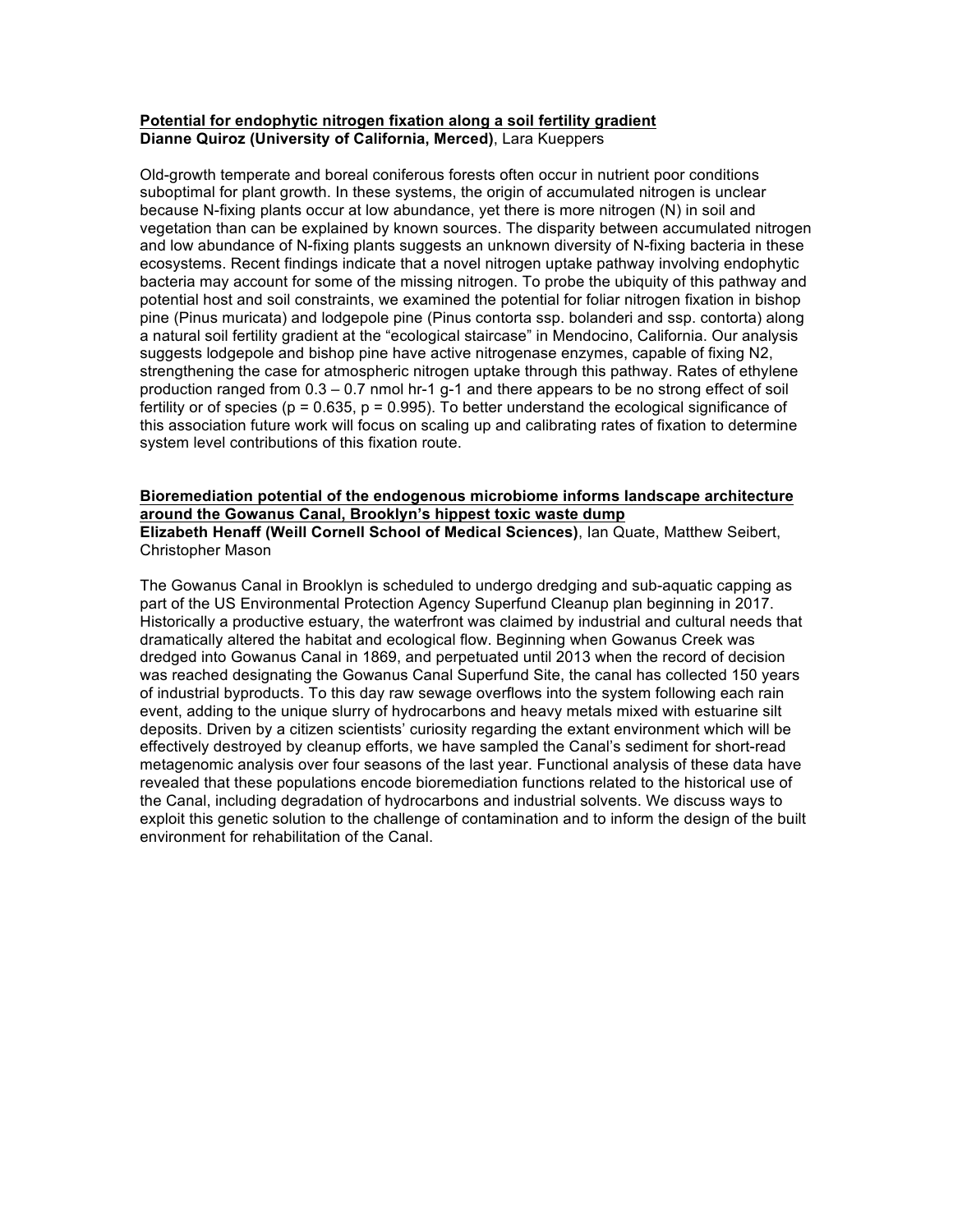### **Potential for endophytic nitrogen fixation along a soil fertility gradient**

**Dianne Quiroz (University of California, Merced)**, Lara Kueppers

Old-growth temperate and boreal coniferous forests often occur in nutrient poor conditions suboptimal for plant growth. In these systems, the origin of accumulated nitrogen is unclear because N-fixing plants occur at low abundance, yet there is more nitrogen (N) in soil and vegetation than can be explained by known sources. The disparity between accumulated nitrogen and low abundance of N-fixing plants suggests an unknown diversity of N-fixing bacteria in these ecosystems. Recent findings indicate that a novel nitrogen uptake pathway involving endophytic bacteria may account for some of the missing nitrogen. To probe the ubiquity of this pathway and potential host and soil constraints, we examined the potential for foliar nitrogen fixation in bishop pine (Pinus muricata) and lodgepole pine (Pinus contorta ssp. bolanderi and ssp. contorta) along a natural soil fertility gradient at the "ecological staircase" in Mendocino, California. Our analysis suggests lodgepole and bishop pine have active nitrogenase enzymes, capable of fixing $N_2$, strengthening the case for atmospheric nitrogen uptake through this pathway. Rates of ethylene production ranged from 0.3 – 0.7 nmol $hr^{-1}$ $g^{-1}$ and there appears to be no strong effect of soil fertility or of species ($p = 0.635$, $p = 0.995$). To better understand the ecological significance of this association future work will focus on scaling up and calibrating rates of fixation to determine system level contributions of this fixation route.

### **Bioremediation potential of the endogenous microbiome informs landscape architecture around the Gowanus Canal, Brooklyn's hippest toxic waste dump**

**Elizabeth Henaff (Weill Cornell School of Medical Sciences)**, Ian Quate, Matthew Seibert, Christopher Mason

The Gowanus Canal in Brooklyn is scheduled to undergo dredging and sub-aquatic capping as part of the US Environmental Protection Agency Superfund Cleanup plan beginning in 2017. Historically a productive estuary, the waterfront was claimed by industrial and cultural needs that dramatically altered the habitat and ecological flow. Beginning when Gowanus Creek was dredged into Gowanus Canal in 1869, and perpetuated until 2013 when the record of decision was reached designating the Gowanus Canal Superfund Site, the canal has collected 150 years of industrial byproducts. To this day raw sewage overflows into the system following each rain event, adding to the unique slurry of hydrocarbons and heavy metals mixed with estuarine silt deposits. Driven by a citizen scientists' curiosity regarding the extant environment which will be effectively destroyed by cleanup efforts, we have sampled the Canal's sediment for short-read metagenomic analysis over four seasons of the last year. Functional analysis of these data have revealed that these populations encode bioremediation functions related to the historical use of the Canal, including degradation of hydrocarbons and industrial solvents. We discuss ways to exploit this genetic solution to the challenge of contamination and to inform the design of the built environment for rehabilitation of the Canal.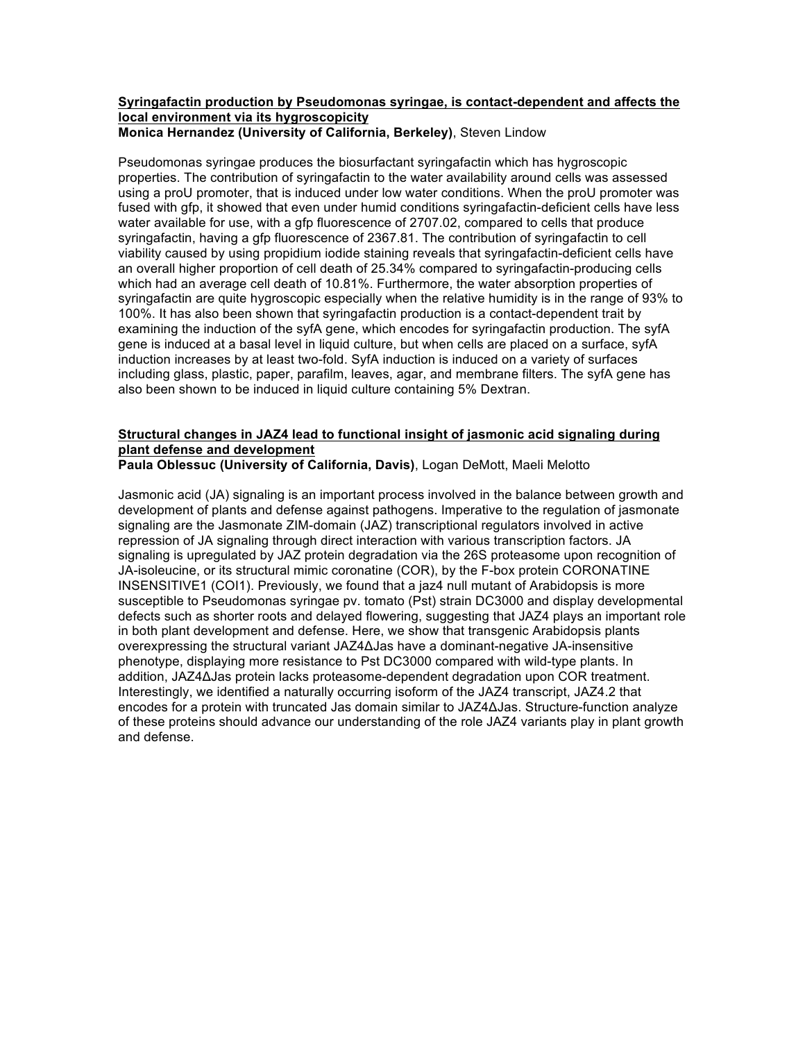**Syringafactin production by Pseudomonas syringae, is contact-dependent and affects the local environment via its hygroscopicity**
**Monica Hernandez (University of California, Berkeley)**, Steven Lindow

Pseudomonas syringae produces the biosurfactant syringafactin which has hygroscopic properties. The contribution of syringafactin to the water availability around cells was assessed using a proU promoter, that is induced under low water conditions. When the proU promoter was fused with gfp, it showed that even under humid conditions syringafactin-deficient cells have less water available for use, with a gfp fluorescence of 2707.02, compared to cells that produce syringafactin, having a gfp fluorescence of 2367.81. The contribution of syringafactin to cell viability caused by using propidium iodide staining reveals that syringafactin-deficient cells have an overall higher proportion of cell death of 25.34% compared to syringafactin-producing cells which had an average cell death of 10.81%. Furthermore, the water absorption properties of syringafactin are quite hygroscopic especially when the relative humidity is in the range of 93% to 100%. It has also been shown that syringafactin production is a contact-dependent trait by examining the induction of the syfA gene, which encodes for syringafactin production. The syfA gene is induced at a basal level in liquid culture, but when cells are placed on a surface, syfA induction increases by at least two-fold. SyfA induction is induced on a variety of surfaces including glass, plastic, paper, parafilm, leaves, agar, and membrane filters. The syfA gene has also been shown to be induced in liquid culture containing 5% Dextran.

**Structural changes in JAZ4 lead to functional insight of jasmonic acid signaling during plant defense and development**
**Paula Oblessuc (University of California, Davis)**, Logan DeMott, Maeli Melotto

Jasmonic acid (JA) signaling is an important process involved in the balance between growth and development of plants and defense against pathogens. Imperative to the regulation of jasmonate signaling are the Jasmonate ZIM-domain (JAZ) transcriptional regulators involved in active repression of JA signaling through direct interaction with various transcription factors. JA signaling is upregulated by JAZ protein degradation via the 26S proteasome upon recognition of JA-isoleucine, or its structural mimic coronatine (COR), by the F-box protein CORONATINE INSENSITIVE1 (COI1). Previously, we found that a jaz4 null mutant of Arabidopsis is more susceptible to Pseudomonas syringae pv. tomato (Pst) strain DC3000 and display developmental defects such as shorter roots and delayed flowering, suggesting that JAZ4 plays an important role in both plant development and defense. Here, we show that transgenic Arabidopsis plants overexpressing the structural variant JAZ4ΔJas have a dominant-negative JA-insensitive phenotype, displaying more resistance to Pst DC3000 compared with wild-type plants. In addition, JAZ4ΔJas protein lacks proteasome-dependent degradation upon COR treatment. Interestingly, we identified a naturally occurring isoform of the JAZ4 transcript, JAZ4.2 that encodes for a protein with truncated Jas domain similar to JAZ4ΔJas. Structure-function analyze of these proteins should advance our understanding of the role JAZ4 variants play in plant growth and defense.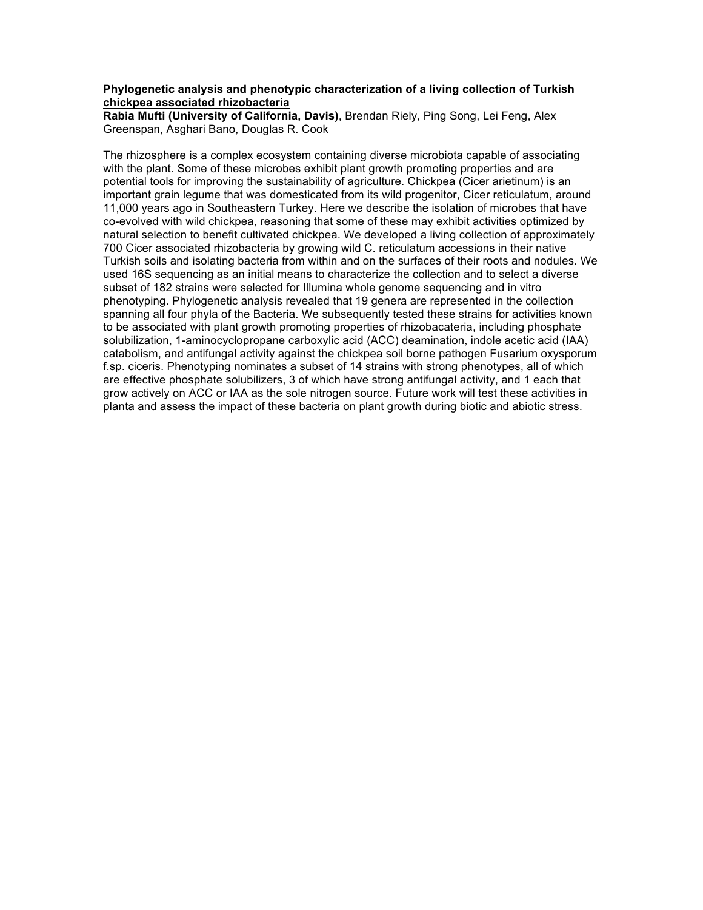**<u>Phylogenetic analysis and phenotypic characterization of a living collection of Turkish chickpea associated rhizobacteria</u>**

**Rabia Mufti (University of California, Davis)**, Brendan Riely, Ping Song, Lei Feng, Alex Greenspan, Asghari Bano, Douglas R. Cook

The rhizosphere is a complex ecosystem containing diverse microbiota capable of associating with the plant. Some of these microbes exhibit plant growth promoting properties and are potential tools for improving the sustainability of agriculture. Chickpea (Cicer arietinum) is an important grain legume that was domesticated from its wild progenitor, Cicer reticulatum, around 11,000 years ago in Southeastern Turkey. Here we describe the isolation of microbes that have co-evolved with wild chickpea, reasoning that some of these may exhibit activities optimized by natural selection to benefit cultivated chickpea. We developed a living collection of approximately 700 Cicer associated rhizobacteria by growing wild C. reticulatum accessions in their native Turkish soils and isolating bacteria from within and on the surfaces of their roots and nodules. We used 16S sequencing as an initial means to characterize the collection and to select a diverse subset of 182 strains were selected for Illumina whole genome sequencing and in vitro phenotyping. Phylogenetic analysis revealed that 19 genera are represented in the collection spanning all four phyla of the Bacteria. We subsequently tested these strains for activities known to be associated with plant growth promoting properties of rhizobacateria, including phosphate solubilization, 1-aminocyclopropane carboxylic acid (ACC) deamination, indole acetic acid (IAA) catabolism, and antifungal activity against the chickpea soil borne pathogen Fusarium oxysporum f.sp. ciceris. Phenotyping nominates a subset of 14 strains with strong phenotypes, all of which are effective phosphate solubilizers, 3 of which have strong antifungal activity, and 1 each that grow actively on ACC or IAA as the sole nitrogen source. Future work will test these activities in planta and assess the impact of these bacteria on plant growth during biotic and abiotic stress.